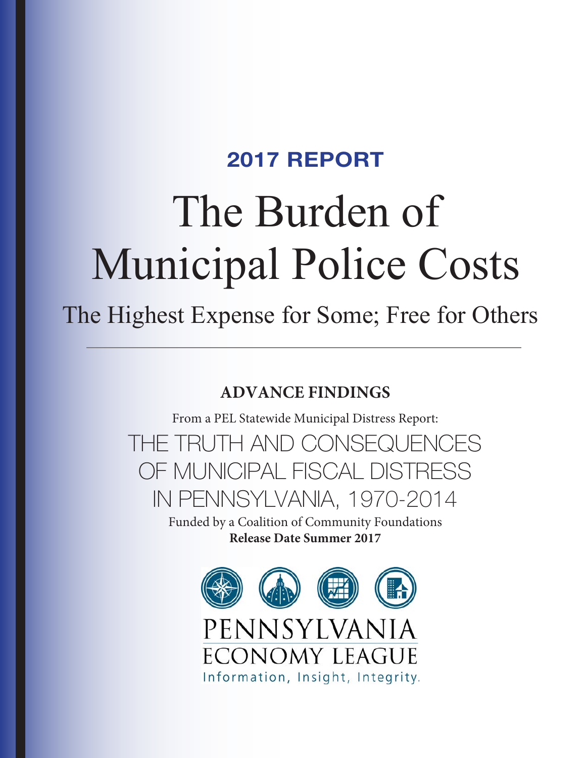## 2017 REPORT

# The Burden of Municipal Police Costs

## The Highest Expense for Some; Free for Others

---

**ADVANCE FINDINGS**

From a PEL Statewide Municipal Distress Report:

THE TRUTH AND CONSEQUENCES OF MUNICIPAL FISCAL DISTRESS IN PENNSYLVANIA, 1970-2014

Funded by a Coalition of Community Foundations

**Release Date Summer 2017**

PENNSYLVANIA ECONOMY LEAGUE

Information, Insight, Integrity.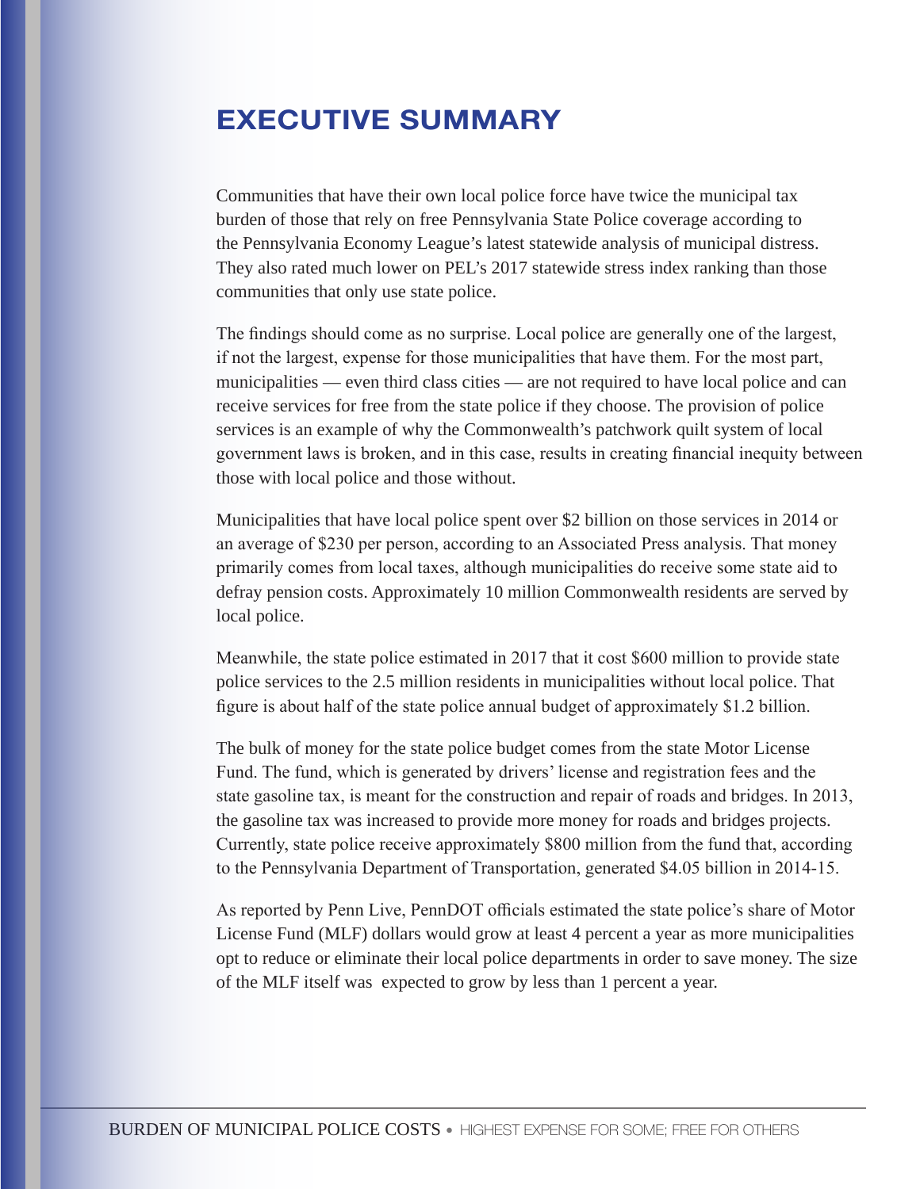# EXECUTIVE SUMMARY

Communities that have their own local police force have twice the municipal tax burden of those that rely on free Pennsylvania State Police coverage according to the Pennsylvania Economy League's latest statewide analysis of municipal distress. They also rated much lower on PEL's 2017 statewide stress index ranking than those communities that only use state police.

The findings should come as no surprise. Local police are generally one of the largest, if not the largest, expense for those municipalities that have them. For the most part, municipalities — even third class cities — are not required to have local police and can receive services for free from the state police if they choose. The provision of police services is an example of why the Commonwealth's patchwork quilt system of local government laws is broken, and in this case, results in creating financial inequity between those with local police and those without.

Municipalities that have local police spent over $2 billion on those services in 2014 or an average of $230 per person, according to an Associated Press analysis. That money primarily comes from local taxes, although municipalities do receive some state aid to defray pension costs. Approximately 10 million Commonwealth residents are served by local police.

Meanwhile, the state police estimated in 2017 that it cost $600 million to provide state police services to the 2.5 million residents in municipalities without local police. That figure is about half of the state police annual budget of approximately $1.2 billion.

The bulk of money for the state police budget comes from the state Motor License Fund. The fund, which is generated by drivers' license and registration fees and the state gasoline tax, is meant for the construction and repair of roads and bridges. In 2013, the gasoline tax was increased to provide more money for roads and bridges projects. Currently, state police receive approximately $800 million from the fund that, according to the Pennsylvania Department of Transportation, generated $4.05 billion in 2014-15.

As reported by Penn Live, PennDOT officials estimated the state police's share of Motor License Fund (MLF) dollars would grow at least 4 percent a year as more municipalities opt to reduce or eliminate their local police departments in order to save money. The size of the MLF itself was expected to grow by less than 1 percent a year.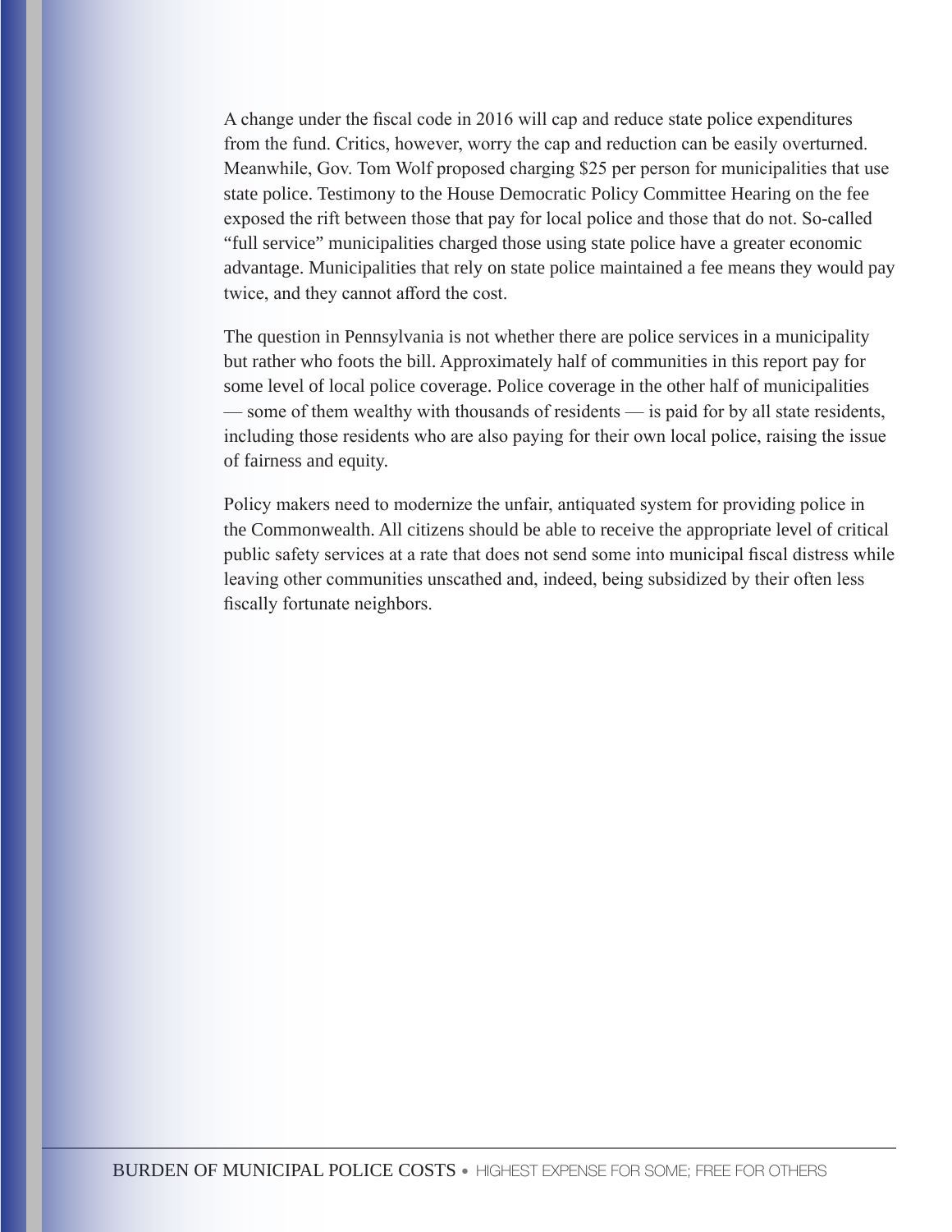A change under the fiscal code in 2016 will cap and reduce state police expenditures from the fund. Critics, however, worry the cap and reduction can be easily overturned. Meanwhile, Gov. Tom Wolf proposed charging $25 per person for municipalities that use state police. Testimony to the House Democratic Policy Committee Hearing on the fee exposed the rift between those that pay for local police and those that do not. So-called "full service" municipalities charged those using state police have a greater economic advantage. Municipalities that rely on state police maintained a fee means they would pay twice, and they cannot afford the cost.

The question in Pennsylvania is not whether there are police services in a municipality but rather who foots the bill. Approximately half of communities in this report pay for some level of local police coverage. Police coverage in the other half of municipalities — some of them wealthy with thousands of residents — is paid for by all state residents, including those residents who are also paying for their own local police, raising the issue of fairness and equity.

Policy makers need to modernize the unfair, antiquated system for providing police in the Commonwealth. All citizens should be able to receive the appropriate level of critical public safety services at a rate that does not send some into municipal fiscal distress while leaving other communities unscathed and, indeed, being subsidized by their often less fiscally fortunate neighbors.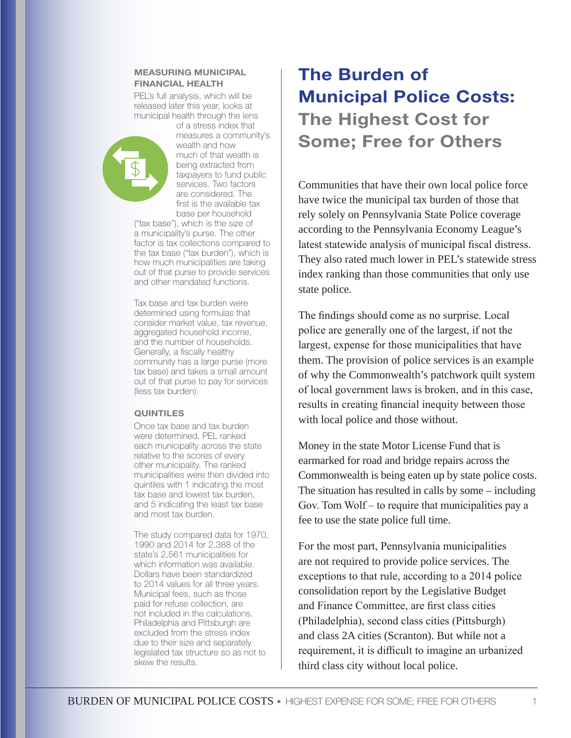# The Burden of Municipal Police Costs:

## The Highest Cost for Some; Free for Others

Communities that have their own local police force have twice the municipal tax burden of those that rely solely on Pennsylvania State Police coverage according to the Pennsylvania Economy League's latest statewide analysis of municipal fiscal distress. They also rated much lower in PEL's statewide stress index ranking than those communities that only use state police.

The findings should come as no surprise. Local police are generally one of the largest, if not the largest, expense for those municipalities that have them. The provision of police services is an example of why the Commonwealth's patchwork quilt system of local government laws is broken, and in this case, results in creating financial inequity between those with local police and those without.

Money in the state Motor License Fund that is earmarked for road and bridge repairs across the Commonwealth is being eaten up by state police costs. The situation has resulted in calls by some – including Gov. Tom Wolf – to require that municipalities pay a fee to use the state police full time.

For the most part, Pennsylvania municipalities are not required to provide police services. The exceptions to that rule, according to a 2014 police consolidation report by the Legislative Budget and Finance Committee, are first class cities (Philadelphia), second class cities (Pittsburgh) and class 2A cities (Scranton). But while not a requirement, it is difficult to imagine an urbanized third class city without local police.

### MEASURING MUNICIPAL FINANCIAL HEALTH

PEL's full analysis, which will be released later this year, looks at municipal health through the lens of a stress index that measures a community's wealth and how much of that wealth is being extracted from taxpayers to fund public services. Two factors are considered. The first is the available tax base per household ("tax base"), which is the size of a municipality's purse. The other factor is tax collections compared to the tax base ("tax burden"), which is how much municipalities are taking out of that purse to provide services and other mandated functions.

Tax base and tax burden were determined using formulas that consider market value, tax revenue, aggregated household income, and the number of households. Generally, a fiscally healthy community has a large purse (more tax base) and takes a small amount out of that purse to pay for services (less tax burden).

### QUINTILES

Once tax base and tax burden were determined, PEL ranked each municipality across the state relative to the scores of every other municipality. The ranked municipalities were then divided into quintiles with 1 indicating the most tax base and lowest tax burden, and 5 indicating the least tax base and most tax burden.

The study compared data for 1970, 1990 and 2014 for 2,388 of the state's 2,561 municipalities for which information was available. Dollars have been standardized to 2014 values for all three years. Municipal fees, such as those paid for refuse collection, are not included in the calculations. Philadelphia and Pittsburgh are excluded from the stress index due to their size and separately legislated tax structure so as not to skew the results.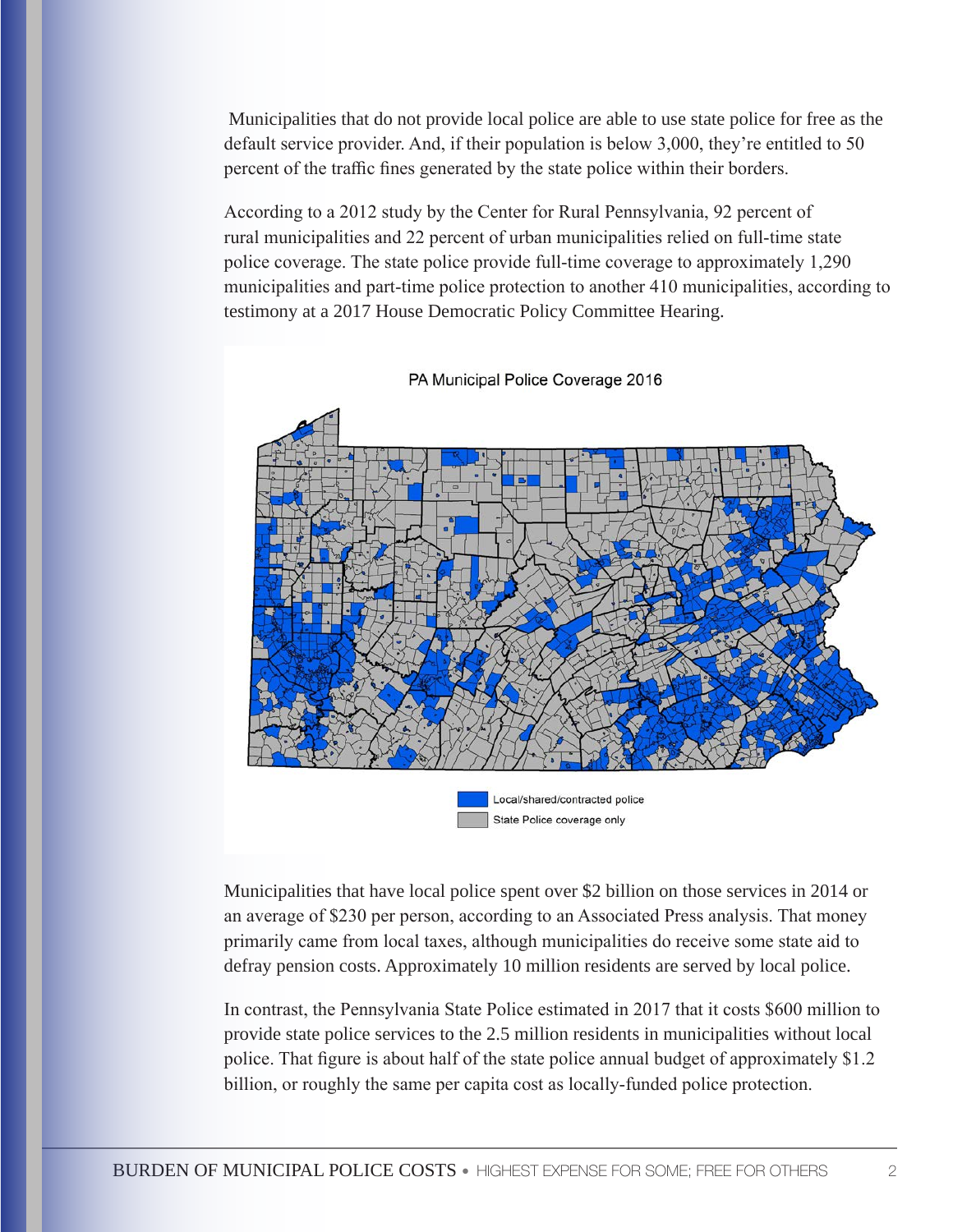Municipalities that do not provide local police are able to use state police for free as the default service provider. And, if their population is below 3,000, they're entitled to 50 percent of the traffic fines generated by the state police within their borders.

According to a 2012 study by the Center for Rural Pennsylvania, 92 percent of rural municipalities and 22 percent of urban municipalities relied on full-time state police coverage. The state police provide full-time coverage to approximately 1,290 municipalities and part-time police protection to another 410 municipalities, according to testimony at a 2017 House Democratic Policy Committee Hearing.

PA Municipal Police Coverage 2016

Local/shared/contracted police

State Police coverage only

Municipalities that have local police spent over $2 billion on those services in 2014 or an average of $230 per person, according to an Associated Press analysis. That money primarily came from local taxes, although municipalities do receive some state aid to defray pension costs. Approximately 10 million residents are served by local police.

In contrast, the Pennsylvania State Police estimated in 2017 that it costs $600 million to provide state police services to the 2.5 million residents in municipalities without local police. That figure is about half of the state police annual budget of approximately $1.2 billion, or roughly the same per capita cost as locally-funded police protection.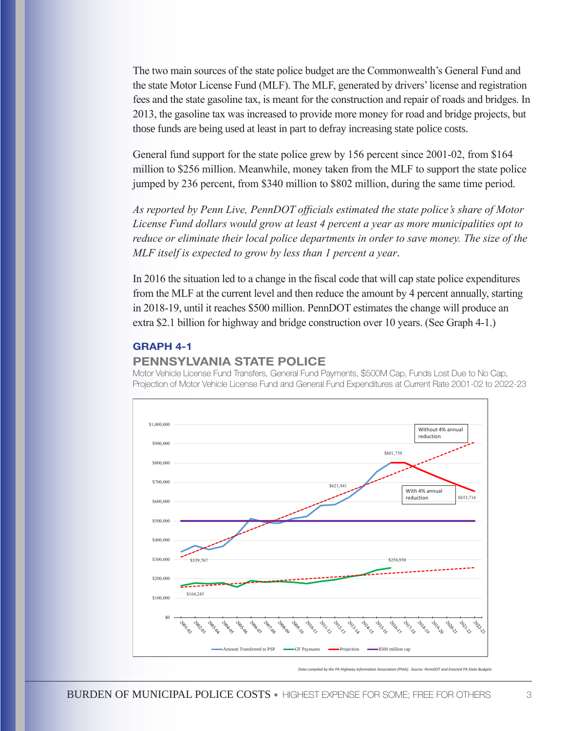The two main sources of the state police budget are the Commonwealth's General Fund and the state Motor License Fund (MLF). The MLF, generated by drivers' license and registration fees and the state gasoline tax, is meant for the construction and repair of roads and bridges. In 2013, the gasoline tax was increased to provide more money for road and bridge projects, but those funds are being used at least in part to defray increasing state police costs.

General fund support for the state police grew by 156 percent since 2001-02, from $164 million to $256 million. Meanwhile, money taken from the MLF to support the state police jumped by 236 percent, from $340 million to $802 million, during the same time period.

*As reported by Penn Live, PennDOT officials estimated the state police's share of Motor License Fund dollars would grow at least 4 percent a year as more municipalities opt to reduce or eliminate their local police departments in order to save money. The size of the MLF itself is expected to grow by less than 1 percent a year.*

In 2016 the situation led to a change in the fiscal code that will cap state police expenditures from the MLF at the current level and then reduce the amount by 4 percent annually, starting in 2018-19, until it reaches $500 million. PennDOT estimates the change will produce an extra $2.1 billion for highway and bridge construction over 10 years. (See Graph 4-1.)

### GRAPH 4-1

## PENNSYLVANIA STATE POLICE

Motor Vehicle License Fund Transfers, General Fund Payments, $500M Cap, Funds Lost Due to No Cap, Projection of Motor Vehicle License Fund and General Fund Expenditures at Current Rate 2001-02 to 2022-23

*Data compiled by the PA Highway Information Association (PHIA). Source: PennDOT and Enacted PA State Budgets*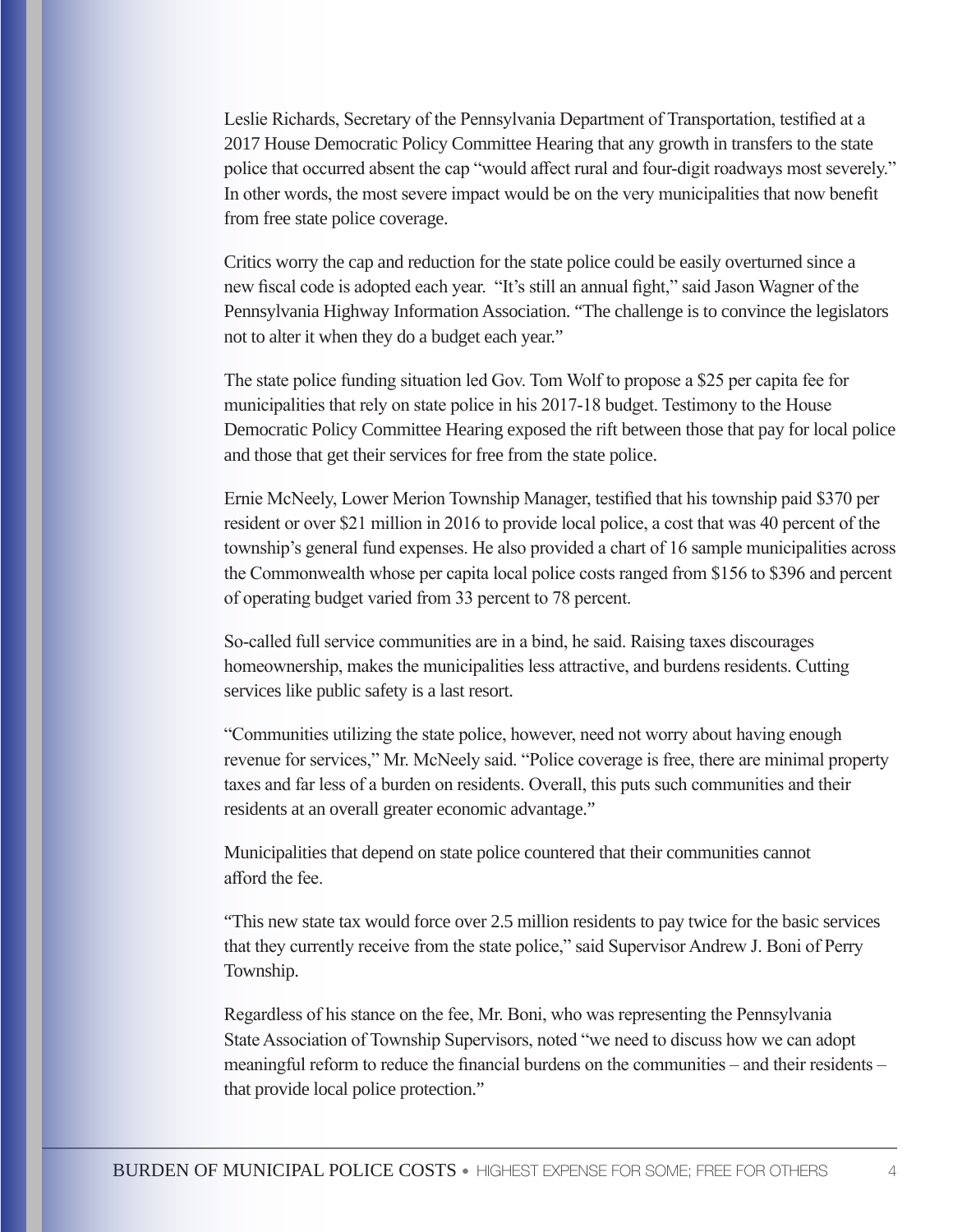Leslie Richards, Secretary of the Pennsylvania Department of Transportation, testified at a 2017 House Democratic Policy Committee Hearing that any growth in transfers to the state police that occurred absent the cap "would affect rural and four-digit roadways most severely." In other words, the most severe impact would be on the very municipalities that now benefit from free state police coverage.

Critics worry the cap and reduction for the state police could be easily overturned since a new fiscal code is adopted each year. "It's still an annual fight," said Jason Wagner of the Pennsylvania Highway Information Association. "The challenge is to convince the legislators not to alter it when they do a budget each year."

The state police funding situation led Gov. Tom Wolf to propose a $25 per capita fee for municipalities that rely on state police in his 2017-18 budget. Testimony to the House Democratic Policy Committee Hearing exposed the rift between those that pay for local police and those that get their services for free from the state police.

Ernie McNeely, Lower Merion Township Manager, testified that his township paid $370 per resident or over $21 million in 2016 to provide local police, a cost that was 40 percent of the township's general fund expenses. He also provided a chart of 16 sample municipalities across the Commonwealth whose per capita local police costs ranged from $156 to $396 and percent of operating budget varied from 33 percent to 78 percent.

So-called full service communities are in a bind, he said. Raising taxes discourages homeownership, makes the municipalities less attractive, and burdens residents. Cutting services like public safety is a last resort.

"Communities utilizing the state police, however, need not worry about having enough revenue for services," Mr. McNeely said. "Police coverage is free, there are minimal property taxes and far less of a burden on residents. Overall, this puts such communities and their residents at an overall greater economic advantage."

Municipalities that depend on state police countered that their communities cannot afford the fee.

"This new state tax would force over 2.5 million residents to pay twice for the basic services that they currently receive from the state police," said Supervisor Andrew J. Boni of Perry Township.

Regardless of his stance on the fee, Mr. Boni, who was representing the Pennsylvania State Association of Township Supervisors, noted "we need to discuss how we can adopt meaningful reform to reduce the financial burdens on the communities – and their residents – that provide local police protection."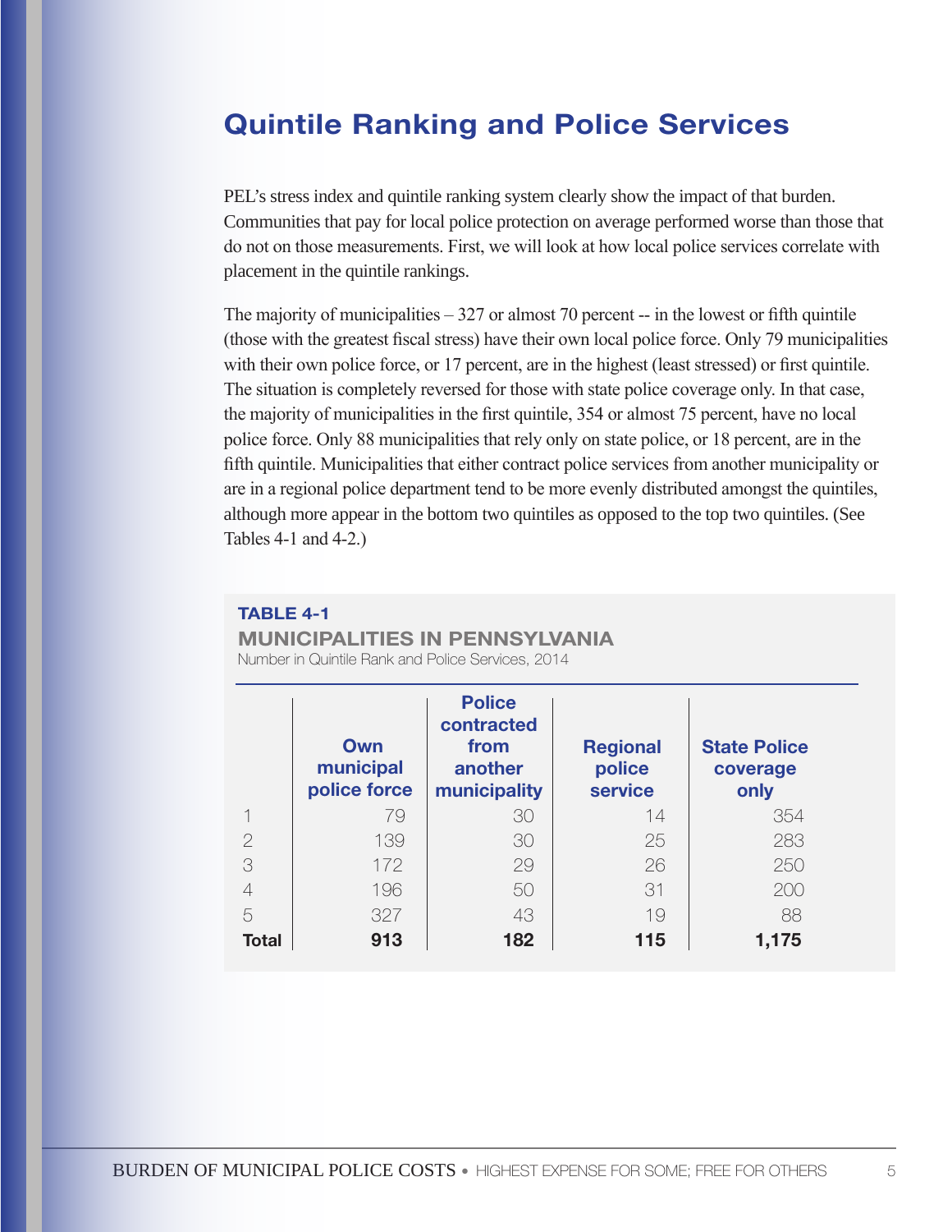# Quintile Ranking and Police Services

PEL's stress index and quintile ranking system clearly show the impact of that burden. Communities that pay for local police protection on average performed worse than those that do not on those measurements. First, we will look at how local police services correlate with placement in the quintile rankings.

The majority of municipalities – 327 or almost 70 percent -- in the lowest or fifth quintile (those with the greatest fiscal stress) have their own local police force. Only 79 municipalities with their own police force, or 17 percent, are in the highest (least stressed) or first quintile. The situation is completely reversed for those with state police coverage only. In that case, the majority of municipalities in the first quintile, 354 or almost 75 percent, have no local police force. Only 88 municipalities that rely only on state police, or 18 percent, are in the fifth quintile. Municipalities that either contract police services from another municipality or are in a regional police department tend to be more evenly distributed amongst the quintiles, although more appear in the bottom two quintiles as opposed to the top two quintiles. (See Tables 4-1 and 4-2.)

**TABLE 4-1**

**MUNICIPALITIES IN PENNSYLVANIA**

Number in Quintile Rank and Police Services, 2014

| | Own municipal police force | Police contracted from another municipality | Regional police service | State Police coverage only |
|---|---|---|---|---|
| 1 | 79 | 30 | 14 | 354 |
| 2 | 139 | 30 | 25 | 283 |
| 3 | 172 | 29 | 26 | 250 |
| 4 | 196 | 50 | 31 | 200 |
| 5 | 327 | 43 | 19 | 88 |
| **Total** | **913** | **182** | **115** | **1,175** |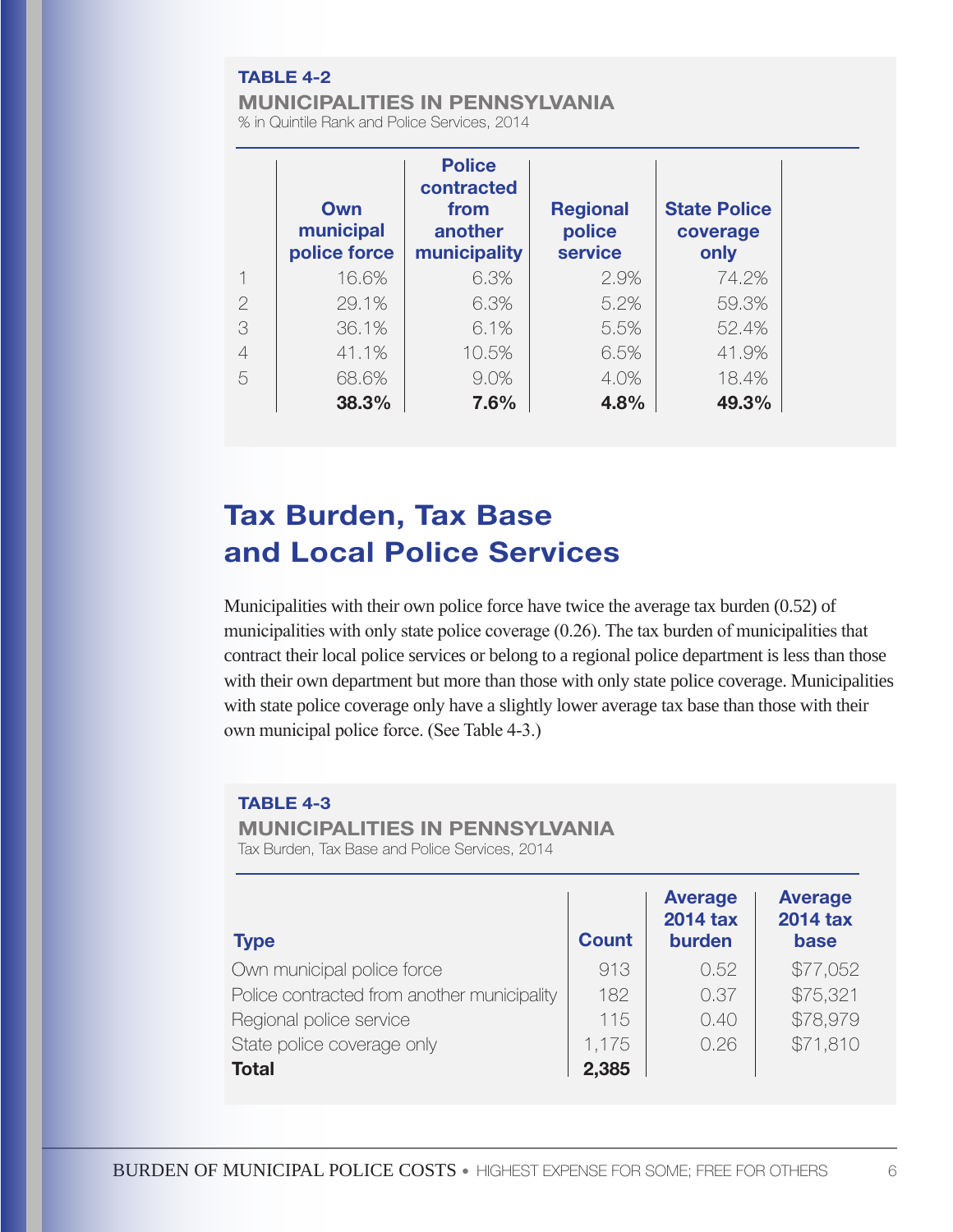**TABLE 4-2**

**MUNICIPALITIES IN PENNSYLVANIA**

% in Quintile Rank and Police Services, 2014

| | Own municipal police force | Police contracted from another municipality | Regional police service | State Police coverage only |
|---|---|---|---|---|
| 1 | 16.6% | 6.3% | 2.9% | 74.2% |
| 2 | 29.1% | 6.3% | 5.2% | 59.3% |
| 3 | 36.1% | 6.1% | 5.5% | 52.4% |
| 4 | 41.1% | 10.5% | 6.5% | 41.9% |
| 5 | 68.6% | 9.0% | 4.0% | 18.4% |
| | **38.3%** | **7.6%** | **4.8%** | **49.3%** |

## Tax Burden, Tax Base and Local Police Services

Municipalities with their own police force have twice the average tax burden (0.52) of municipalities with only state police coverage (0.26). The tax burden of municipalities that contract their local police services or belong to a regional police department is less than those with their own department but more than those with only state police coverage. Municipalities with state police coverage only have a slightly lower average tax base than those with their own municipal police force. (See Table 4-3.)

**TABLE 4-3**

**MUNICIPALITIES IN PENNSYLVANIA**

Tax Burden, Tax Base and Police Services, 2014

| Type | Count | Average 2014 tax burden | Average 2014 tax base |
|---|---|---|---|
| Own municipal police force | 913 | 0.52 | $77,052 |
| Police contracted from another municipality | 182 | 0.37 | $75,321 |
| Regional police service | 115 | 0.40 | $78,979 |
| State police coverage only | 1,175 | 0.26 | $71,810 |
| **Total** | **2,385** | | |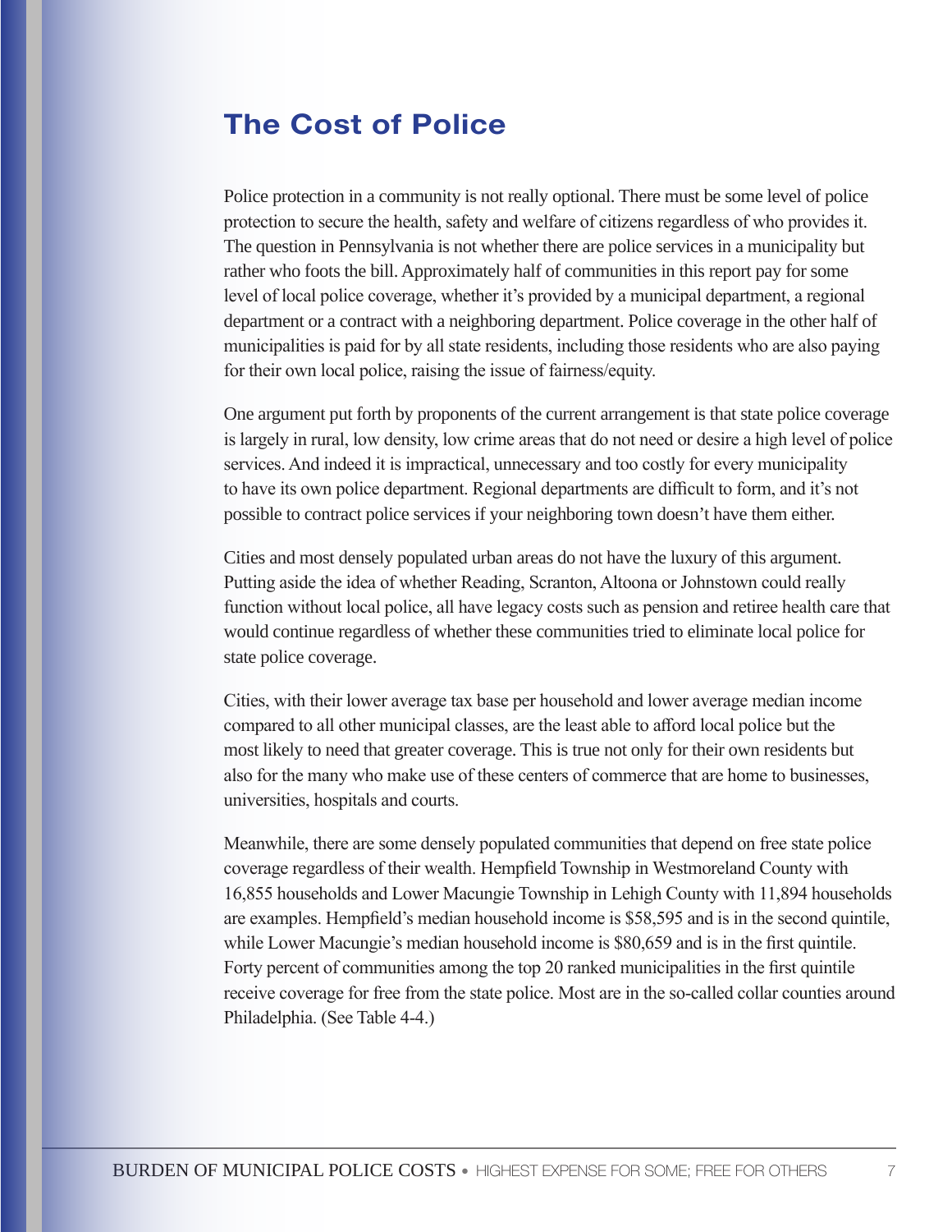# The Cost of Police

Police protection in a community is not really optional. There must be some level of police protection to secure the health, safety and welfare of citizens regardless of who provides it. The question in Pennsylvania is not whether there are police services in a municipality but rather who foots the bill. Approximately half of communities in this report pay for some level of local police coverage, whether it's provided by a municipal department, a regional department or a contract with a neighboring department. Police coverage in the other half of municipalities is paid for by all state residents, including those residents who are also paying for their own local police, raising the issue of fairness/equity.

One argument put forth by proponents of the current arrangement is that state police coverage is largely in rural, low density, low crime areas that do not need or desire a high level of police services. And indeed it is impractical, unnecessary and too costly for every municipality to have its own police department. Regional departments are difficult to form, and it's not possible to contract police services if your neighboring town doesn't have them either.

Cities and most densely populated urban areas do not have the luxury of this argument. Putting aside the idea of whether Reading, Scranton, Altoona or Johnstown could really function without local police, all have legacy costs such as pension and retiree health care that would continue regardless of whether these communities tried to eliminate local police for state police coverage.

Cities, with their lower average tax base per household and lower average median income compared to all other municipal classes, are the least able to afford local police but the most likely to need that greater coverage. This is true not only for their own residents but also for the many who make use of these centers of commerce that are home to businesses, universities, hospitals and courts.

Meanwhile, there are some densely populated communities that depend on free state police coverage regardless of their wealth. Hempfield Township in Westmoreland County with 16,855 households and Lower Macungie Township in Lehigh County with 11,894 households are examples. Hempfield's median household income is $58,595 and is in the second quintile, while Lower Macungie's median household income is $80,659 and is in the first quintile. Forty percent of communities among the top 20 ranked municipalities in the first quintile receive coverage for free from the state police. Most are in the so-called collar counties around Philadelphia. (See Table 4-4.)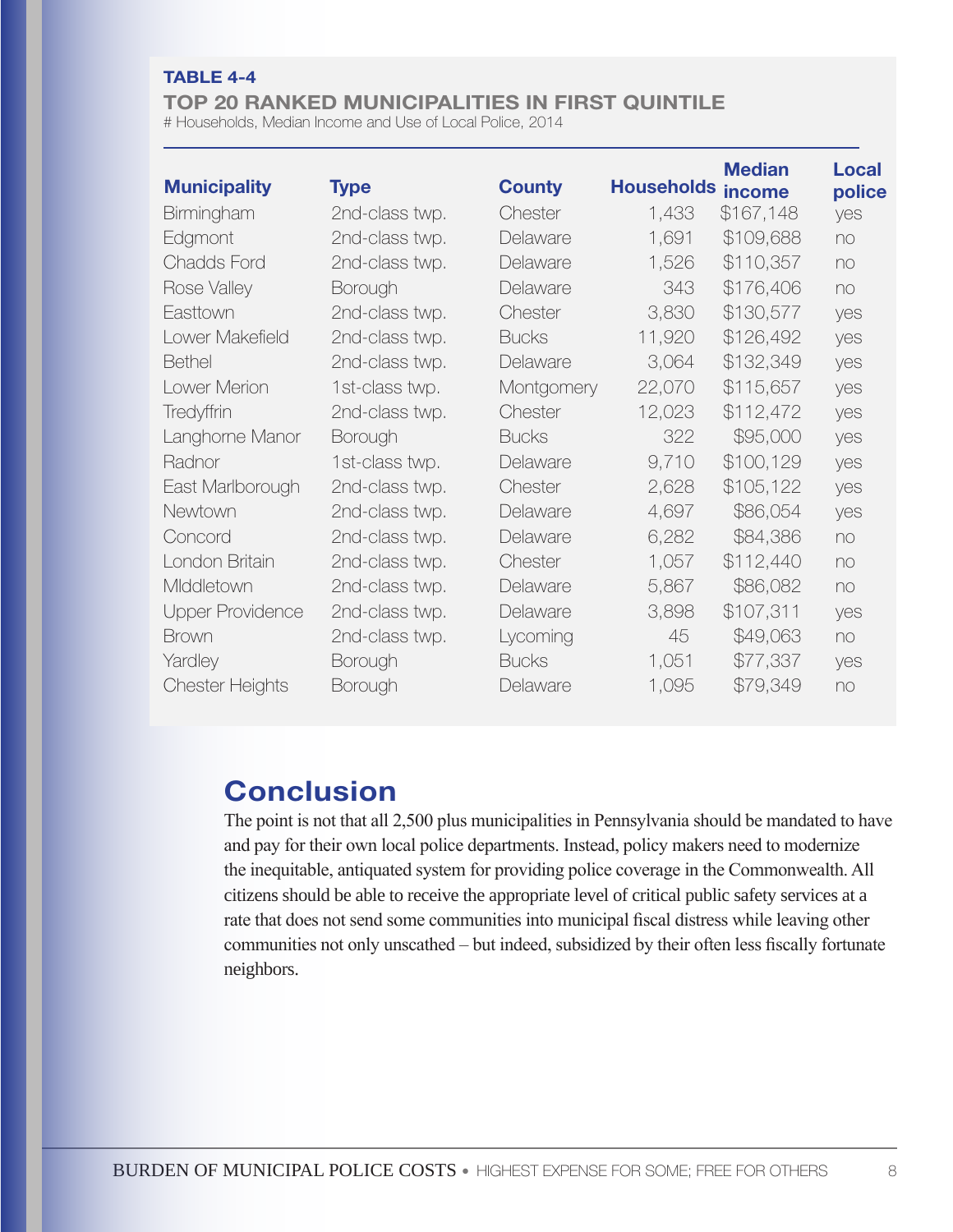**TABLE 4-4**

**TOP 20 RANKED MUNICIPALITIES IN FIRST QUINTILE**

# Households, Median Income and Use of Local Police, 2014

| Municipality | Type | County | Households | Median income | Local police |
|---|---|---|---|---|---|
| Birmingham | 2nd-class twp. | Chester | 1,433 | $167,148 | yes |
| Edgmont | 2nd-class twp. | Delaware | 1,691 | $109,688 | no |
| Chadds Ford | 2nd-class twp. | Delaware | 1,526 | $110,357 | no |
| Rose Valley | Borough | Delaware | 343 | $176,406 | no |
| Easttown | 2nd-class twp. | Chester | 3,830 | $130,577 | yes |
| Lower Makefield | 2nd-class twp. | Bucks | 11,920 | $126,492 | yes |
| Bethel | 2nd-class twp. | Delaware | 3,064 | $132,349 | yes |
| Lower Merion | 1st-class twp. | Montgomery | 22,070 | $115,657 | yes |
| Tredyffrin | 2nd-class twp. | Chester | 12,023 | $112,472 | yes |
| Langhorne Manor | Borough | Bucks | 322 | $95,000 | yes |
| Radnor | 1st-class twp. | Delaware | 9,710 | $100,129 | yes |
| East Marlborough | 2nd-class twp. | Chester | 2,628 | $105,122 | yes |
| Newtown | 2nd-class twp. | Delaware | 4,697 | $86,054 | yes |
| Concord | 2nd-class twp. | Delaware | 6,282 | $84,386 | no |
| London Britain | 2nd-class twp. | Chester | 1,057 | $112,440 | no |
| MIddletown | 2nd-class twp. | Delaware | 5,867 | $86,082 | no |
| Upper Providence | 2nd-class twp. | Delaware | 3,898 | $107,311 | yes |
| Brown | 2nd-class twp. | Lycoming | 45 | $49,063 | no |
| Yardley | Borough | Bucks | 1,051 | $77,337 | yes |
| Chester Heights | Borough | Delaware | 1,095 | $79,349 | no |

## Conclusion

The point is not that all 2,500 plus municipalities in Pennsylvania should be mandated to have and pay for their own local police departments. Instead, policy makers need to modernize the inequitable, antiquated system for providing police coverage in the Commonwealth. All citizens should be able to receive the appropriate level of critical public safety services at a rate that does not send some communities into municipal fiscal distress while leaving other communities not only unscathed – but indeed, subsidized by their often less fiscally fortunate neighbors.